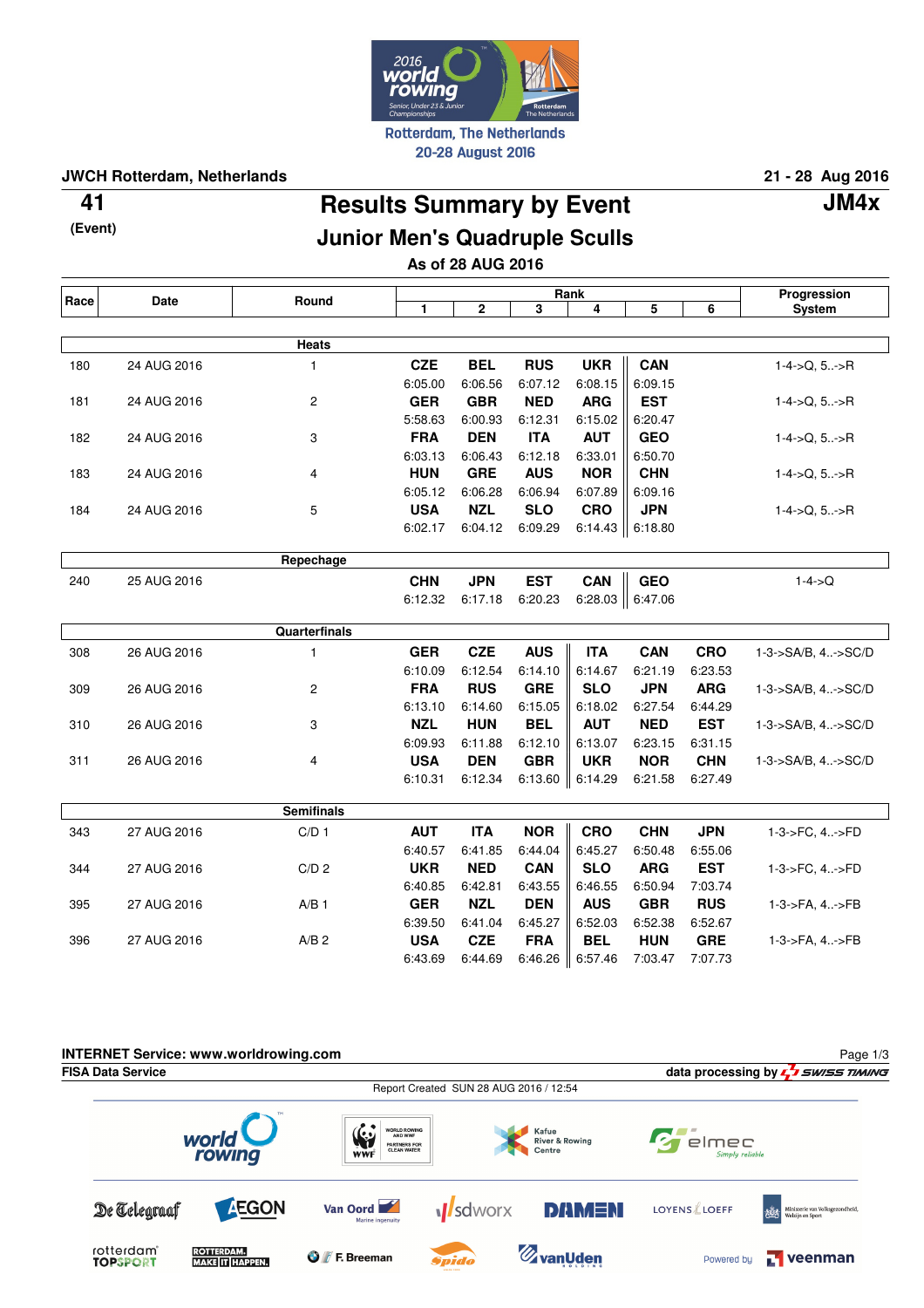Rotterdam, The Netherlands
20-28 August 2016

**JWCH Rotterdam, Netherlands** — **21 - 28 Aug 2016**

**41** (Event)

# Results Summary by Event

## Junior Men's Quadruple Sculls

**JM4x**

**As of 28 AUG 2016**

| Race | Date | Round | Rank 1 | 2 | 3 | 4 | 5 | 6 | Progression System |
|---|---|---|---|---|---|---|---|---|---|
| | | **Heats** | | | | | | | |
| 180 | 24 AUG 2016 | 1 | **CZE** 6:05.00 | **BEL** 6:06.56 | **RUS** 6:07.12 | **UKR** 6:08.15 | **CAN** 6:09.15 | | 1-4->Q, 5..->R |
| 181 | 24 AUG 2016 | 2 | **GER** 5:58.63 | **GBR** 6:00.93 | **NED** 6:12.31 | **ARG** 6:15.02 | **EST** 6:20.47 | | 1-4->Q, 5..->R |
| 182 | 24 AUG 2016 | 3 | **FRA** 6:03.13 | **DEN** 6:06.43 | **ITA** 6:12.18 | **AUT** 6:33.01 | **GEO** 6:50.70 | | 1-4->Q, 5..->R |
| 183 | 24 AUG 2016 | 4 | **HUN** 6:05.12 | **GRE** 6:06.28 | **AUS** 6:06.94 | **NOR** 6:07.89 | **CHN** 6:09.16 | | 1-4->Q, 5..->R |
| 184 | 24 AUG 2016 | 5 | **USA** 6:02.17 | **NZL** 6:04.12 | **SLO** 6:09.29 | **CRO** 6:14.43 | **JPN** 6:18.80 | | 1-4->Q, 5..->R |
| | | **Repechage** | | | | | | | |
| 240 | 25 AUG 2016 | | **CHN** 6:12.32 | **JPN** 6:17.18 | **EST** 6:20.23 | **CAN** 6:28.03 | **GEO** 6:47.06 | | 1-4->Q |
| | | **Quarterfinals** | | | | | | | |
| 308 | 26 AUG 2016 | 1 | **GER** 6:10.09 | **CZE** 6:12.54 | **AUS** 6:14.10 | **ITA** 6:14.67 | **CAN** 6:21.19 | **CRO** 6:23.53 | 1-3->SA/B, 4..->SC/D |
| 309 | 26 AUG 2016 | 2 | **FRA** 6:13.10 | **RUS** 6:14.60 | **GRE** 6:15.05 | **SLO** 6:18.02 | **JPN** 6:27.54 | **ARG** 6:44.29 | 1-3->SA/B, 4..->SC/D |
| 310 | 26 AUG 2016 | 3 | **NZL** 6:09.93 | **HUN** 6:11.88 | **BEL** 6:12.10 | **AUT** 6:13.07 | **NED** 6:23.15 | **EST** 6:31.15 | 1-3->SA/B, 4..->SC/D |
| 311 | 26 AUG 2016 | 4 | **USA** 6:10.31 | **DEN** 6:12.34 | **GBR** 6:13.60 | **UKR** 6:14.29 | **NOR** 6:21.58 | **CHN** 6:27.49 | 1-3->SA/B, 4..->SC/D |
| | | **Semifinals** | | | | | | | |
| 343 | 27 AUG 2016 | C/D 1 | **AUT** 6:40.57 | **ITA** 6:41.85 | **NOR** 6:44.04 | **CRO** 6:45.27 | **CHN** 6:50.48 | **JPN** 6:55.06 | 1-3->FC, 4..->FD |
| 344 | 27 AUG 2016 | C/D 2 | **UKR** 6:40.85 | **NED** 6:42.81 | **CAN** 6:43.55 | **SLO** 6:46.55 | **ARG** 6:50.94 | **EST** 7:03.74 | 1-3->FC, 4..->FD |
| 395 | 27 AUG 2016 | A/B 1 | **GER** 6:39.50 | **NZL** 6:41.04 | **DEN** 6:45.27 | **AUS** 6:52.03 | **GBR** 6:52.38 | **RUS** 6:52.67 | 1-3->FA, 4..->FB |
| 396 | 27 AUG 2016 | A/B 2 | **USA** 6:43.69 | **CZE** 6:44.69 | **FRA** 6:46.26 | **BEL** 6:57.46 | **HUN** 7:03.47 | **GRE** 7:07.73 | 1-3->FA, 4..->FB |

**INTERNET Service: www.worldrowing.com**

**FISA Data Service** — data processing by SWISS TIMING

Report Created SUN 28 AUG 2016 / 12:54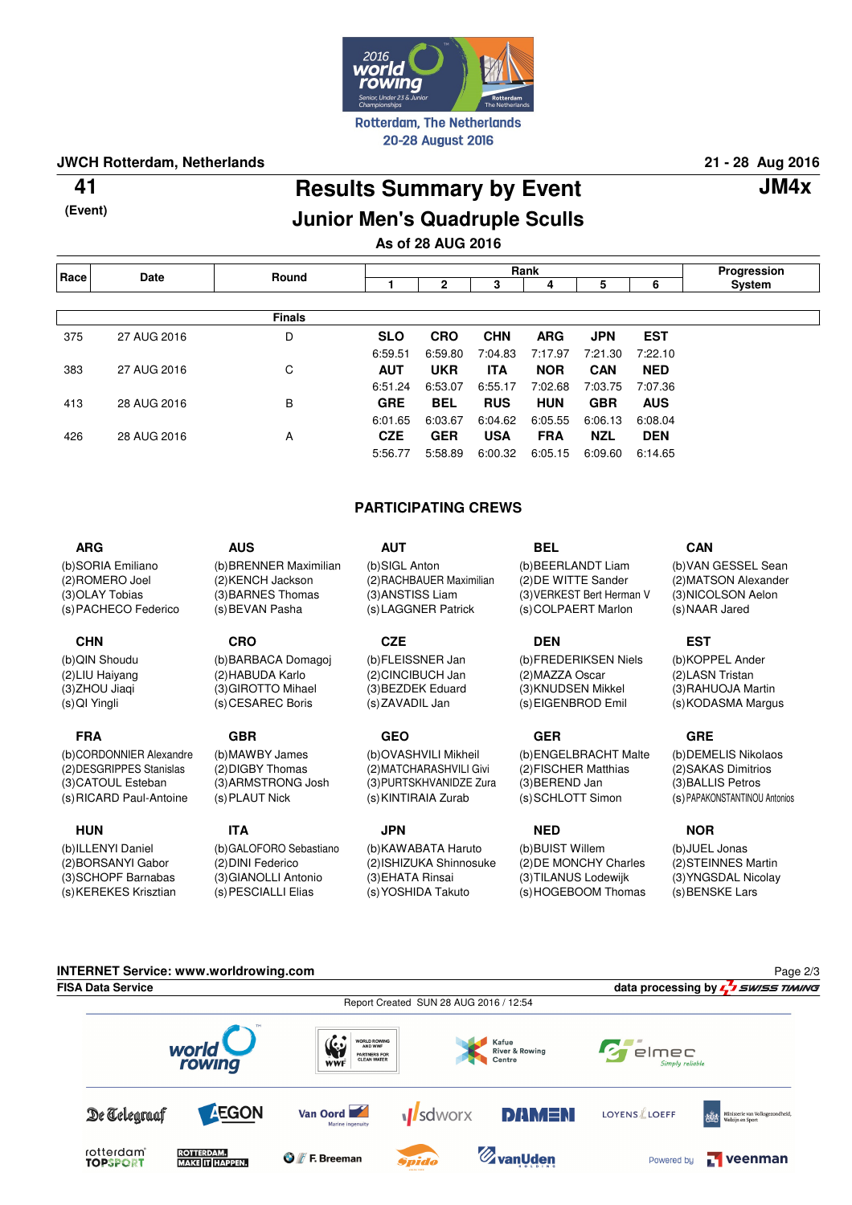**JWCH Rotterdam, Netherlands** — **21 - 28 Aug 2016**

**41** (Event)

# Results Summary by Event

**JM4x**

## Junior Men's Quadruple Sculls

**As of 28 AUG 2016**

| Race | Date | Round | Rank 1 | 2 | 3 | 4 | 5 | 6 | Progression System |
|---|---|---|---|---|---|---|---|---|---|
| | | **Finals** | | | | | | | |
| 375 | 27 AUG 2016 | D | **SLO** 6:59.51 | **CRO** 6:59.80 | **CHN** 7:04.83 | **ARG** 7:17.97 | **JPN** 7:21.30 | **EST** 7:22.10 | |
| 383 | 27 AUG 2016 | C | **AUT** 6:51.24 | **UKR** 6:53.07 | **ITA** 6:55.17 | **NOR** 7:02.68 | **CAN** 7:03.75 | **NED** 7:07.36 | |
| 413 | 28 AUG 2016 | B | **GRE** 6:01.65 | **BEL** 6:03.67 | **RUS** 6:04.62 | **HUN** 6:05.55 | **GBR** 6:06.13 | **AUS** 6:08.04 | |
| 426 | 28 AUG 2016 | A | **CZE** 5:56.77 | **GER** 5:58.89 | **USA** 6:00.32 | **FRA** 6:05.15 | **NZL** 6:09.60 | **DEN** 6:14.65 | |

## PARTICIPATING CREWS

**ARG**
(b)SORIA Emiliano
(2)ROMERO Joel
(3)OLAY Tobias
(s)PACHECO Federico

**AUS**
(b)BRENNER Maximilian
(2)KENCH Jackson
(3)BARNES Thomas
(s)BEVAN Pasha

**AUT**
(b)SIGL Anton
(2)RACHBAUER Maximilian
(3)ANSTISS Liam
(s)LAGGNER Patrick

**BEL**
(b)BEERLANDT Liam
(2)DE WITTE Sander
(3)VERKEST Bert Herman V
(s)COLPAERT Marlon

**CAN**
(b)VAN GESSEL Sean
(2)MATSON Alexander
(3)NICOLSON Aelon
(s)NAAR Jared

**CHN**
(b)QIN Shoudu
(2)LIU Haiyang
(3)ZHOU Jiaqi
(s)QI Yingli

**CRO**
(b)BARBACA Domagoj
(2)HABUDA Karlo
(3)GIROTTO Mihael
(s)CESAREC Boris

**CZE**
(b)FLEISSNER Jan
(2)CINCIBUCH Jan
(3)BEZDEK Eduard
(s)ZAVADIL Jan

**DEN**
(b)FREDERIKSEN Niels
(2)MAZZA Oscar
(3)KNUDSEN Mikkel
(s)EIGENBROD Emil

**EST**
(b)KOPPEL Ander
(2)LASN Tristan
(3)RAHUOJA Martin
(s)KODASMA Margus

**FRA**
(b)CORDONNIER Alexandre
(2)DESGRIPPES Stanislas
(3)CATOUL Esteban
(s)RICARD Paul-Antoine

**GBR**
(b)MAWBY James
(2)DIGBY Thomas
(3)ARMSTRONG Josh
(s)PLAUT Nick

**GEO**
(b)OVASHVILI Mikheil
(2)MATCHARASHVILI Givi
(3)PURTSKHVANIDZE Zura
(s)KINTIRAIA Zurab

**GER**
(b)ENGELBRACHT Malte
(2)FISCHER Matthias
(3)BEREND Jan
(s)SCHLOTT Simon

**GRE**
(b)DEMELIS Nikolaos
(2)SAKAS Dimitrios
(3)BALLIS Petros
(s)PAPAKONSTANTINOU Antonios

**HUN**
(b)ILLENYI Daniel
(2)BORSANYI Gabor
(3)SCHOPF Barnabas
(s)KEREKES Krisztian

**ITA**
(b)GALOFORO Sebastiano
(2)DINI Federico
(3)GIANOLLI Antonio
(s)PESCIALLI Elias

**JPN**
(b)KAWABATA Haruto
(2)ISHIZUKA Shinnosuke
(3)EHATA Rinsai
(s)YOSHIDA Takuto

**NED**
(b)BUIST Willem
(2)DE MONCHY Charles
(3)TILANUS Lodewijk
(s)HOGEBOOM Thomas

**NOR**
(b)JUEL Jonas
(2)STEINNES Martin
(3)YNGSDAL Nicolay
(s)BENSKE Lars

INTERNET Service: www.worldrowing.com
FISA Data Service — data processing by SWISS TIMING
Report Created SUN 28 AUG 2016 / 12:54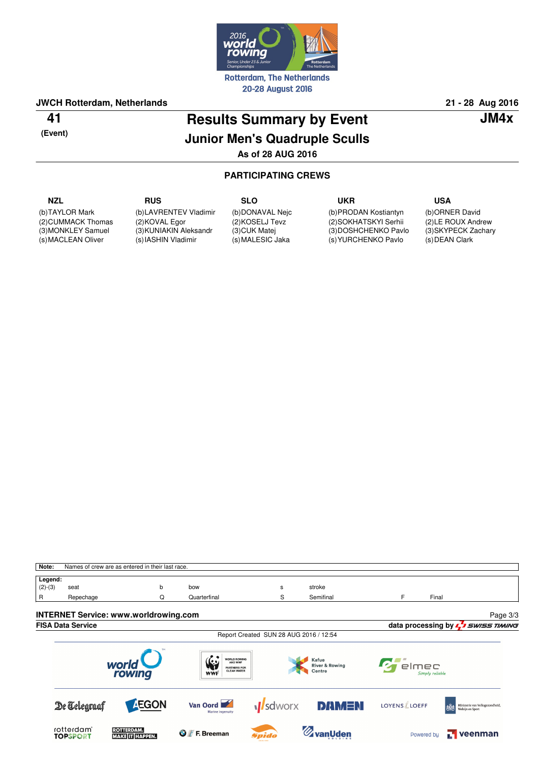Rotterdam, The Netherlands
20-28 August 2016

**JWCH Rotterdam, Netherlands** — **21 - 28 Aug 2016**

**41** (Event) — **JM4x**

# Results Summary by Event

## Junior Men's Quadruple Sculls

**As of 28 AUG 2016**

### PARTICIPATING CREWS

| NZL | RUS | SLO | UKR | USA |
|---|---|---|---|---|
| (b)TAYLOR Mark | (b)LAVRENTEV Vladimir | (b)DONAVAL Nejc | (b)PRODAN Kostiantyn | (b)ORNER David |
| (2)CUMMACK Thomas | (2)KOVAL Egor | (2)KOSELJ Tevz | (2)SOKHATSKYI Serhii | (2)LE ROUX Andrew |
| (3)MONKLEY Samuel | (3)KUNIAKIN Aleksandr | (3)CUK Matej | (3)DOSHCHENKO Pavlo | (3)SKYPECK Zachary |
| (s)MACLEAN Oliver | (s)IASHIN Vladimir | (s)MALESIC Jaka | (s)YURCHENKO Pavlo | (s)DEAN Clark |

**Note:** Names of crew are as entered in their last race.

**Legend:**

| | | | | | | | |
|---|---|---|---|---|---|---|---|
| (2)-(3) | seat | b | bow | s | stroke | | |
| R | Repechage | Q | Quarterfinal | S | Semifinal | F | Final |

**INTERNET Service: www.worldrowing.com**

**FISA Data Service** — **data processing by SWISS TIMING**

Report Created SUN 28 AUG 2016 / 12:54